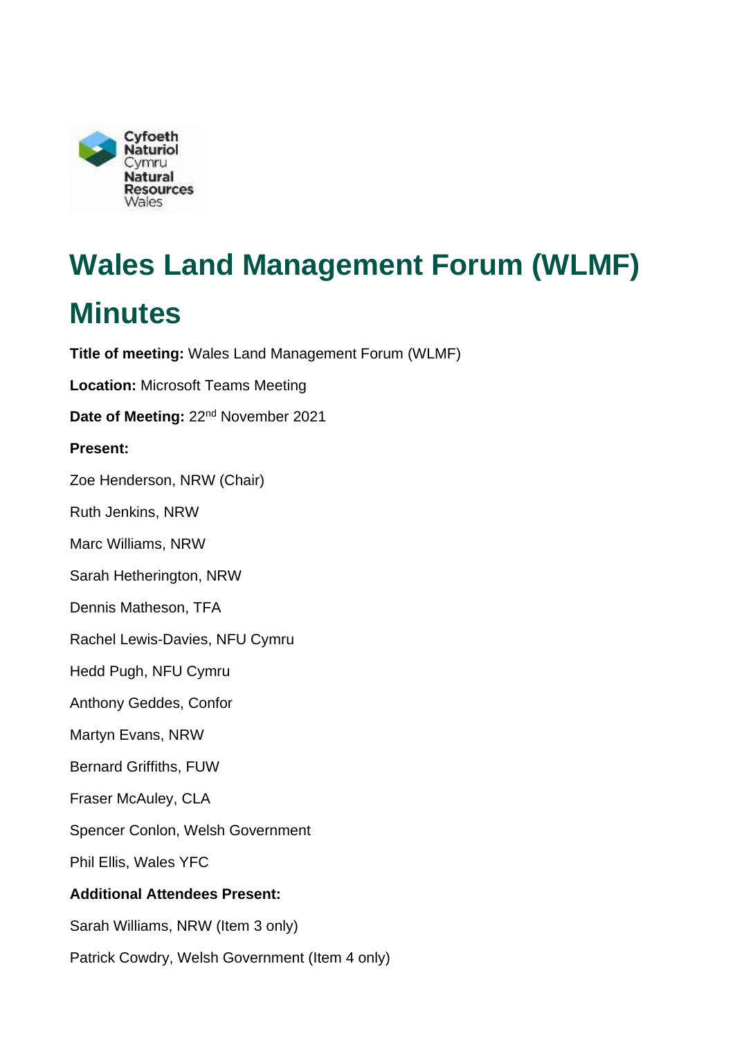# Wales Land Management Forum (WLMF) Minutes

**Title of meeting:** Wales Land Management Forum (WLMF)

**Location:** Microsoft Teams Meeting

**Date of Meeting:** 22nd November 2021

**Present:**

Zoe Henderson, NRW (Chair)

Ruth Jenkins, NRW

Marc Williams, NRW

Sarah Hetherington, NRW

Dennis Matheson, TFA

Rachel Lewis-Davies, NFU Cymru

Hedd Pugh, NFU Cymru

Anthony Geddes, Confor

Martyn Evans, NRW

Bernard Griffiths, FUW

Fraser McAuley, CLA

Spencer Conlon, Welsh Government

Phil Ellis, Wales YFC

**Additional Attendees Present:**

Sarah Williams, NRW (Item 3 only)

Patrick Cowdry, Welsh Government (Item 4 only)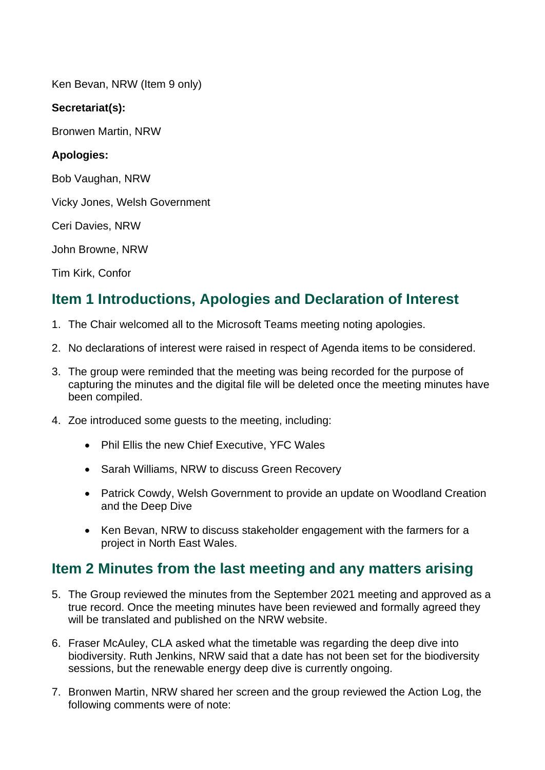Ken Bevan, NRW (Item 9 only)

**Secretariat(s):**

Bronwen Martin, NRW

**Apologies:**

Bob Vaughan, NRW

Vicky Jones, Welsh Government

Ceri Davies, NRW

John Browne, NRW

Tim Kirk, Confor

## Item 1 Introductions, Apologies and Declaration of Interest

1. The Chair welcomed all to the Microsoft Teams meeting noting apologies.
2. No declarations of interest were raised in respect of Agenda items to be considered.
3. The group were reminded that the meeting was being recorded for the purpose of capturing the minutes and the digital file will be deleted once the meeting minutes have been compiled.
4. Zoe introduced some guests to the meeting, including:
   - Phil Ellis the new Chief Executive, YFC Wales
   - Sarah Williams, NRW to discuss Green Recovery
   - Patrick Cowdy, Welsh Government to provide an update on Woodland Creation and the Deep Dive
   - Ken Bevan, NRW to discuss stakeholder engagement with the farmers for a project in North East Wales.

## Item 2 Minutes from the last meeting and any matters arising

5. The Group reviewed the minutes from the September 2021 meeting and approved as a true record. Once the meeting minutes have been reviewed and formally agreed they will be translated and published on the NRW website.
6. Fraser McAuley, CLA asked what the timetable was regarding the deep dive into biodiversity. Ruth Jenkins, NRW said that a date has not been set for the biodiversity sessions, but the renewable energy deep dive is currently ongoing.
7. Bronwen Martin, NRW shared her screen and the group reviewed the Action Log, the following comments were of note: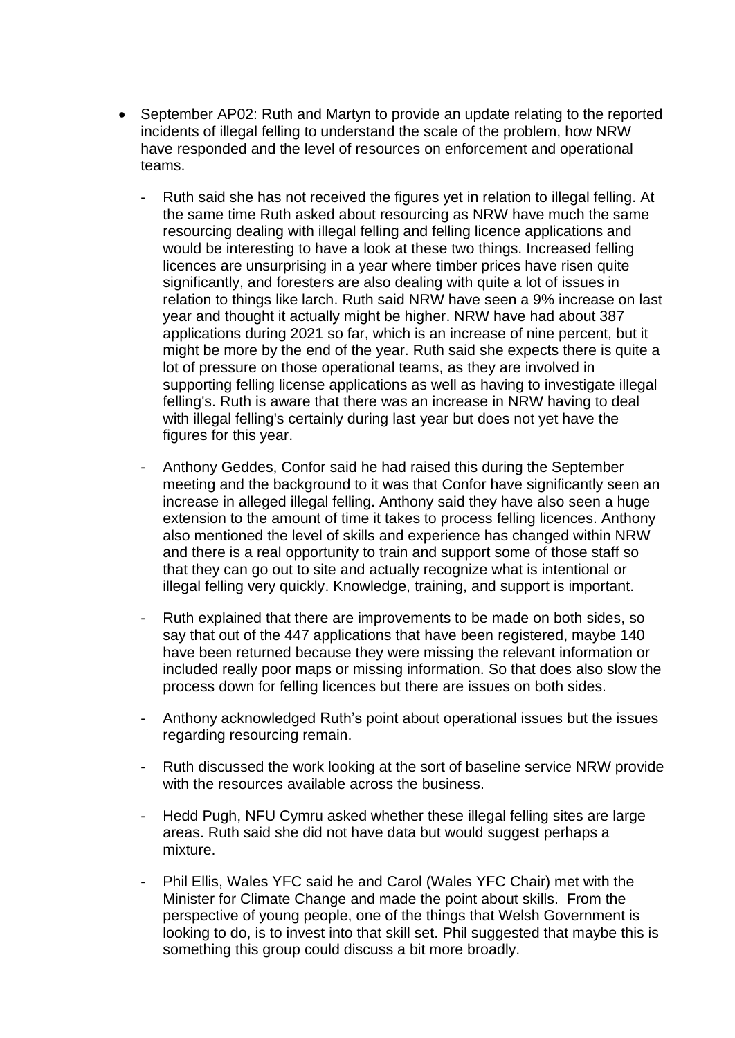- September AP02: Ruth and Martyn to provide an update relating to the reported incidents of illegal felling to understand the scale of the problem, how NRW have responded and the level of resources on enforcement and operational teams.

  - Ruth said she has not received the figures yet in relation to illegal felling. At the same time Ruth asked about resourcing as NRW have much the same resourcing dealing with illegal felling and felling licence applications and would be interesting to have a look at these two things. Increased felling licences are unsurprising in a year where timber prices have risen quite significantly, and foresters are also dealing with quite a lot of issues in relation to things like larch. Ruth said NRW have seen a 9% increase on last year and thought it actually might be higher. NRW have had about 387 applications during 2021 so far, which is an increase of nine percent, but it might be more by the end of the year. Ruth said she expects there is quite a lot of pressure on those operational teams, as they are involved in supporting felling license applications as well as having to investigate illegal felling's. Ruth is aware that there was an increase in NRW having to deal with illegal felling's certainly during last year but does not yet have the figures for this year.

  - Anthony Geddes, Confor said he had raised this during the September meeting and the background to it was that Confor have significantly seen an increase in alleged illegal felling. Anthony said they have also seen a huge extension to the amount of time it takes to process felling licences. Anthony also mentioned the level of skills and experience has changed within NRW and there is a real opportunity to train and support some of those staff so that they can go out to site and actually recognize what is intentional or illegal felling very quickly. Knowledge, training, and support is important.

  - Ruth explained that there are improvements to be made on both sides, so say that out of the 447 applications that have been registered, maybe 140 have been returned because they were missing the relevant information or included really poor maps or missing information. So that does also slow the process down for felling licences but there are issues on both sides.

  - Anthony acknowledged Ruth's point about operational issues but the issues regarding resourcing remain.

  - Ruth discussed the work looking at the sort of baseline service NRW provide with the resources available across the business.

  - Hedd Pugh, NFU Cymru asked whether these illegal felling sites are large areas. Ruth said she did not have data but would suggest perhaps a mixture.

  - Phil Ellis, Wales YFC said he and Carol (Wales YFC Chair) met with the Minister for Climate Change and made the point about skills. From the perspective of young people, one of the things that Welsh Government is looking to do, is to invest into that skill set. Phil suggested that maybe this is something this group could discuss a bit more broadly.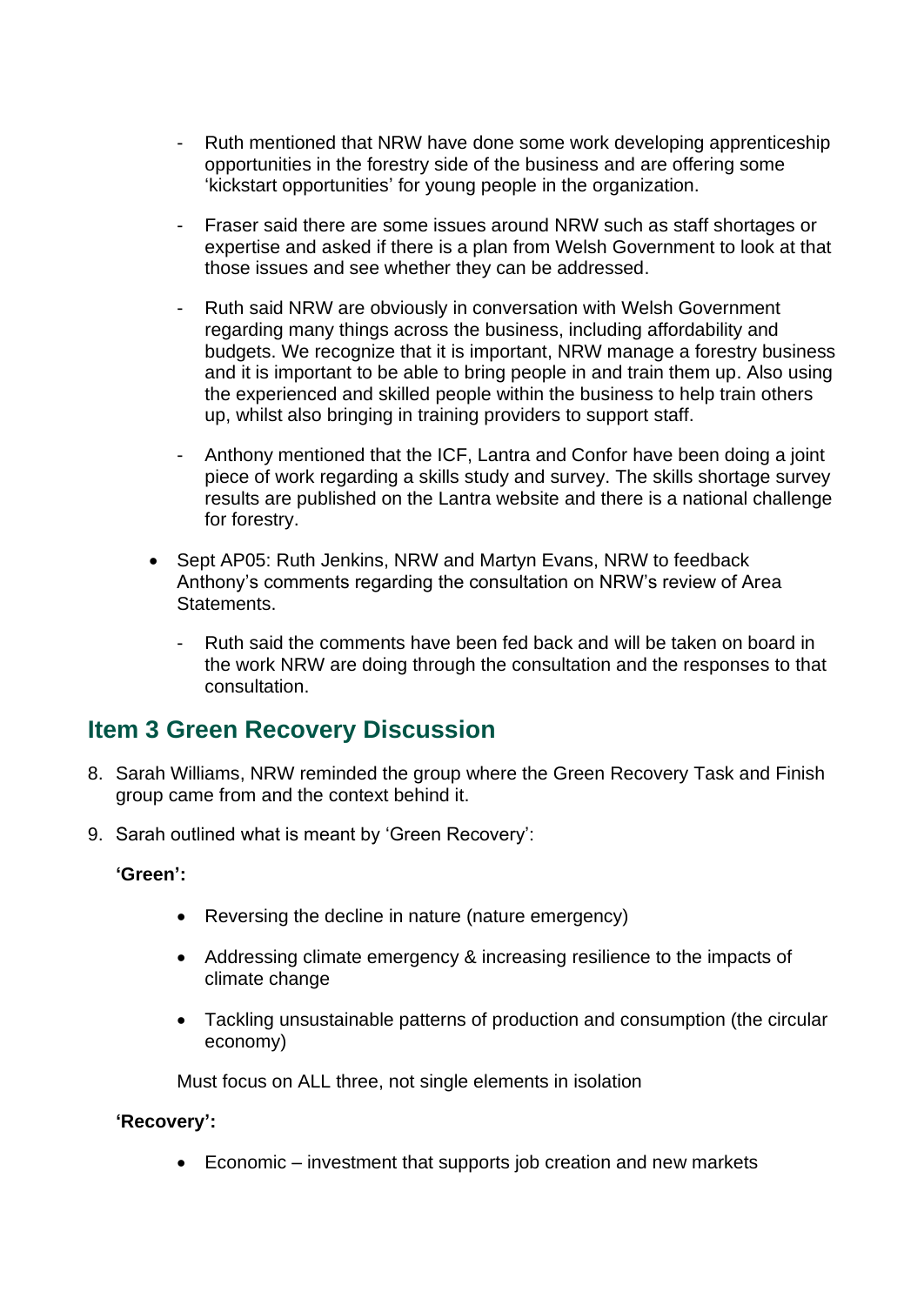- Ruth mentioned that NRW have done some work developing apprenticeship opportunities in the forestry side of the business and are offering some 'kickstart opportunities' for young people in the organization.

- Fraser said there are some issues around NRW such as staff shortages or expertise and asked if there is a plan from Welsh Government to look at that those issues and see whether they can be addressed.

- Ruth said NRW are obviously in conversation with Welsh Government regarding many things across the business, including affordability and budgets. We recognize that it is important, NRW manage a forestry business and it is important to be able to bring people in and train them up. Also using the experienced and skilled people within the business to help train others up, whilst also bringing in training providers to support staff.

- Anthony mentioned that the ICF, Lantra and Confor have been doing a joint piece of work regarding a skills study and survey. The skills shortage survey results are published on the Lantra website and there is a national challenge for forestry.

- Sept AP05: Ruth Jenkins, NRW and Martyn Evans, NRW to feedback Anthony's comments regarding the consultation on NRW's review of Area Statements.

  - Ruth said the comments have been fed back and will be taken on board in the work NRW are doing through the consultation and the responses to that consultation.

## Item 3 Green Recovery Discussion

8. Sarah Williams, NRW reminded the group where the Green Recovery Task and Finish group came from and the context behind it.

9. Sarah outlined what is meant by 'Green Recovery':

   **'Green':**

   - Reversing the decline in nature (nature emergency)
   - Addressing climate emergency & increasing resilience to the impacts of climate change
   - Tackling unsustainable patterns of production and consumption (the circular economy)

   Must focus on ALL three, not single elements in isolation

   **'Recovery':**

   - Economic – investment that supports job creation and new markets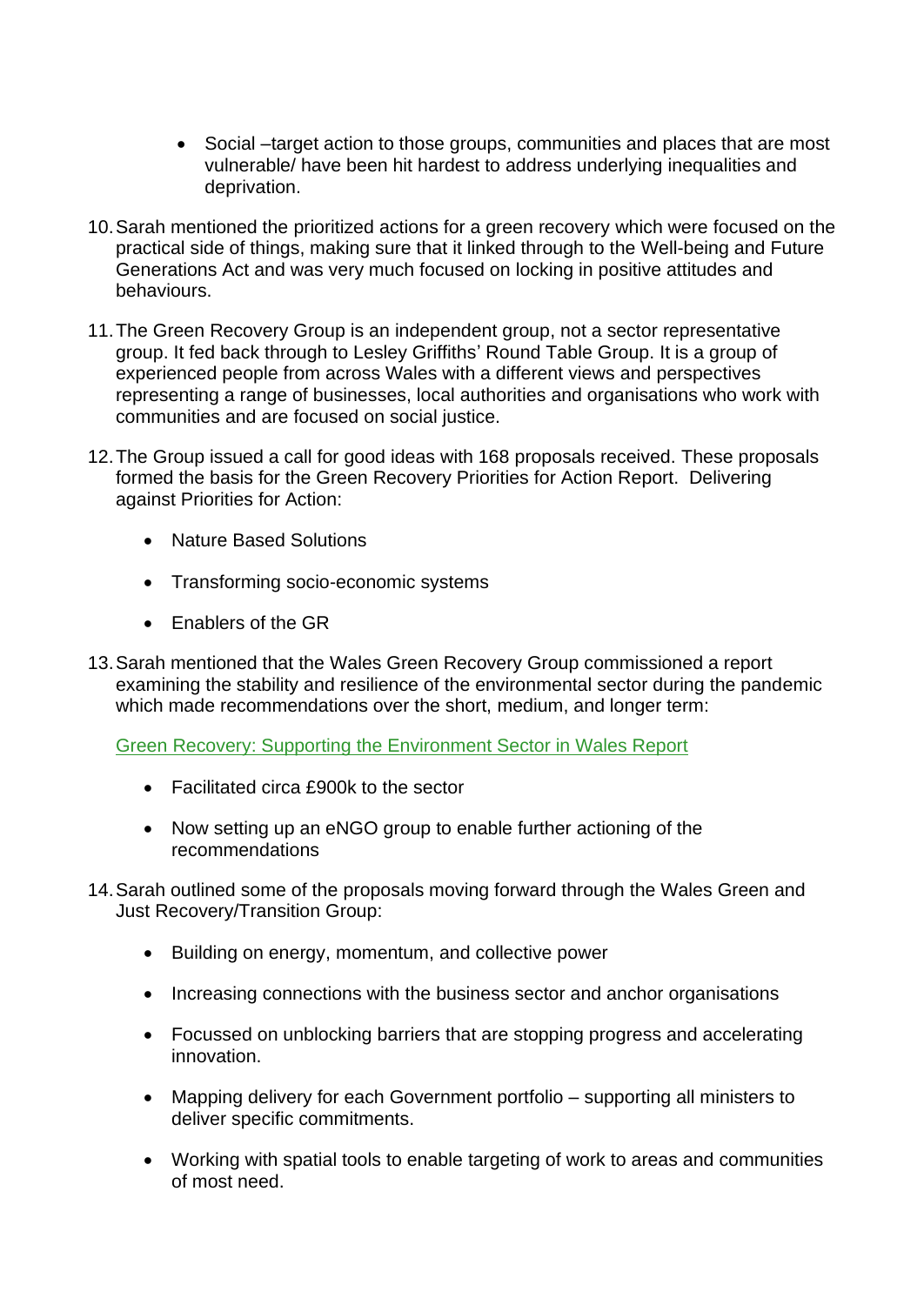- Social –target action to those groups, communities and places that are most vulnerable/ have been hit hardest to address underlying inequalities and deprivation.

10. Sarah mentioned the prioritized actions for a green recovery which were focused on the practical side of things, making sure that it linked through to the Well-being and Future Generations Act and was very much focused on locking in positive attitudes and behaviours.

11. The Green Recovery Group is an independent group, not a sector representative group. It fed back through to Lesley Griffiths' Round Table Group. It is a group of experienced people from across Wales with a different views and perspectives representing a range of businesses, local authorities and organisations who work with communities and are focused on social justice.

12. The Group issued a call for good ideas with 168 proposals received. These proposals formed the basis for the Green Recovery Priorities for Action Report. Delivering against Priorities for Action:

    - Nature Based Solutions
    - Transforming socio-economic systems
    - Enablers of the GR

13. Sarah mentioned that the Wales Green Recovery Group commissioned a report examining the stability and resilience of the environmental sector during the pandemic which made recommendations over the short, medium, and longer term:

    Green Recovery: Supporting the Environment Sector in Wales Report

    - Facilitated circa £900k to the sector
    - Now setting up an eNGO group to enable further actioning of the recommendations

14. Sarah outlined some of the proposals moving forward through the Wales Green and Just Recovery/Transition Group:

    - Building on energy, momentum, and collective power
    - Increasing connections with the business sector and anchor organisations
    - Focussed on unblocking barriers that are stopping progress and accelerating innovation.
    - Mapping delivery for each Government portfolio – supporting all ministers to deliver specific commitments.
    - Working with spatial tools to enable targeting of work to areas and communities of most need.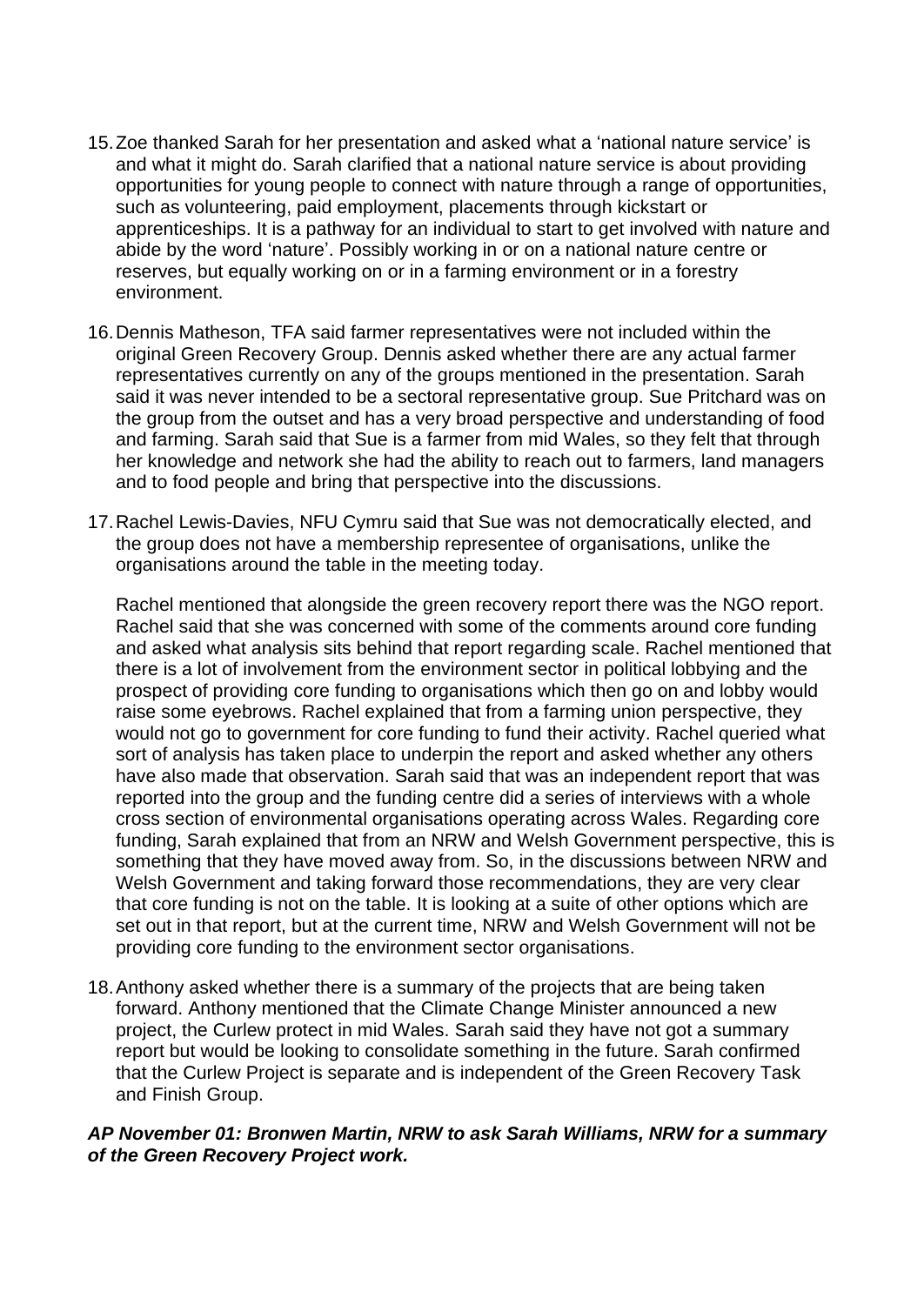15. Zoe thanked Sarah for her presentation and asked what a 'national nature service' is and what it might do. Sarah clarified that a national nature service is about providing opportunities for young people to connect with nature through a range of opportunities, such as volunteering, paid employment, placements through kickstart or apprenticeships. It is a pathway for an individual to start to get involved with nature and abide by the word 'nature'. Possibly working in or on a national nature centre or reserves, but equally working on or in a farming environment or in a forestry environment.

16. Dennis Matheson, TFA said farmer representatives were not included within the original Green Recovery Group. Dennis asked whether there are any actual farmer representatives currently on any of the groups mentioned in the presentation. Sarah said it was never intended to be a sectoral representative group. Sue Pritchard was on the group from the outset and has a very broad perspective and understanding of food and farming. Sarah said that Sue is a farmer from mid Wales, so they felt that through her knowledge and network she had the ability to reach out to farmers, land managers and to food people and bring that perspective into the discussions.

17. Rachel Lewis-Davies, NFU Cymru said that Sue was not democratically elected, and the group does not have a membership representee of organisations, unlike the organisations around the table in the meeting today.

    Rachel mentioned that alongside the green recovery report there was the NGO report. Rachel said that she was concerned with some of the comments around core funding and asked what analysis sits behind that report regarding scale. Rachel mentioned that there is a lot of involvement from the environment sector in political lobbying and the prospect of providing core funding to organisations which then go on and lobby would raise some eyebrows. Rachel explained that from a farming union perspective, they would not go to government for core funding to fund their activity. Rachel queried what sort of analysis has taken place to underpin the report and asked whether any others have also made that observation. Sarah said that was an independent report that was reported into the group and the funding centre did a series of interviews with a whole cross section of environmental organisations operating across Wales. Regarding core funding, Sarah explained that from an NRW and Welsh Government perspective, this is something that they have moved away from. So, in the discussions between NRW and Welsh Government and taking forward those recommendations, they are very clear that core funding is not on the table. It is looking at a suite of other options which are set out in that report, but at the current time, NRW and Welsh Government will not be providing core funding to the environment sector organisations.

18. Anthony asked whether there is a summary of the projects that are being taken forward. Anthony mentioned that the Climate Change Minister announced a new project, the Curlew protect in mid Wales. Sarah said they have not got a summary report but would be looking to consolidate something in the future. Sarah confirmed that the Curlew Project is separate and is independent of the Green Recovery Task and Finish Group.

***AP November 01: Bronwen Martin, NRW to ask Sarah Williams, NRW for a summary of the Green Recovery Project work.***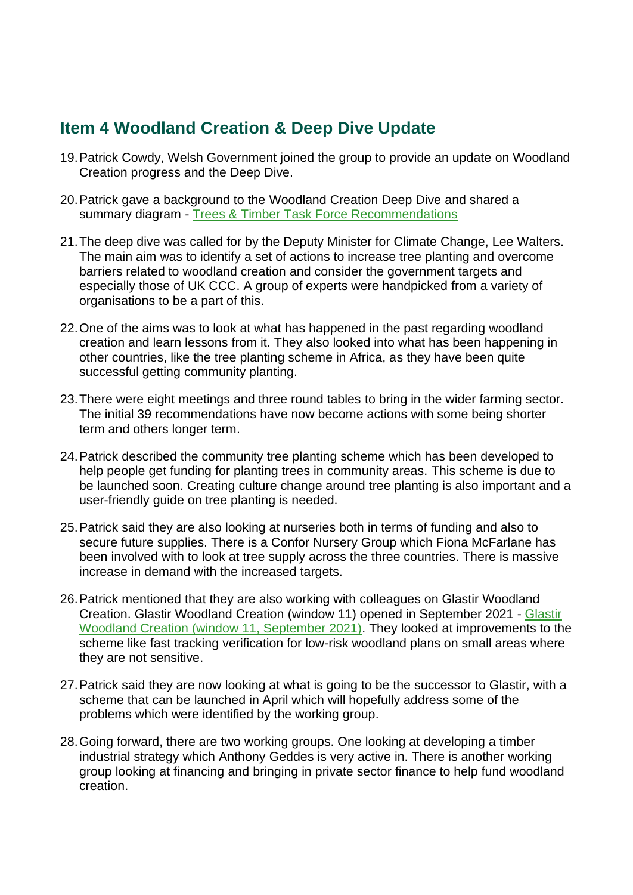## Item 4 Woodland Creation & Deep Dive Update

19. Patrick Cowdy, Welsh Government joined the group to provide an update on Woodland Creation progress and the Deep Dive.

20. Patrick gave a background to the Woodland Creation Deep Dive and shared a summary diagram - Trees & Timber Task Force Recommendations

21. The deep dive was called for by the Deputy Minister for Climate Change, Lee Walters. The main aim was to identify a set of actions to increase tree planting and overcome barriers related to woodland creation and consider the government targets and especially those of UK CCC. A group of experts were handpicked from a variety of organisations to be a part of this.

22. One of the aims was to look at what has happened in the past regarding woodland creation and learn lessons from it. They also looked into what has been happening in other countries, like the tree planting scheme in Africa, as they have been quite successful getting community planting.

23. There were eight meetings and three round tables to bring in the wider farming sector. The initial 39 recommendations have now become actions with some being shorter term and others longer term.

24. Patrick described the community tree planting scheme which has been developed to help people get funding for planting trees in community areas. This scheme is due to be launched soon. Creating culture change around tree planting is also important and a user-friendly guide on tree planting is needed.

25. Patrick said they are also looking at nurseries both in terms of funding and also to secure future supplies. There is a Confor Nursery Group which Fiona McFarlane has been involved with to look at tree supply across the three countries. There is massive increase in demand with the increased targets.

26. Patrick mentioned that they are also working with colleagues on Glastir Woodland Creation. Glastir Woodland Creation (window 11) opened in September 2021 - Glastir Woodland Creation (window 11, September 2021). They looked at improvements to the scheme like fast tracking verification for low-risk woodland plans on small areas where they are not sensitive.

27. Patrick said they are now looking at what is going to be the successor to Glastir, with a scheme that can be launched in April which will hopefully address some of the problems which were identified by the working group.

28. Going forward, there are two working groups. One looking at developing a timber industrial strategy which Anthony Geddes is very active in. There is another working group looking at financing and bringing in private sector finance to help fund woodland creation.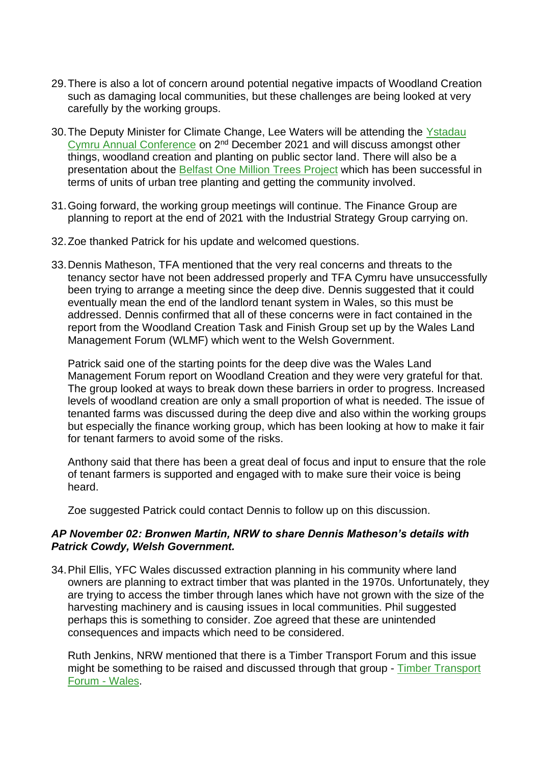29. There is also a lot of concern around potential negative impacts of Woodland Creation such as damaging local communities, but these challenges are being looked at very carefully by the working groups.

30. The Deputy Minister for Climate Change, Lee Waters will be attending the Ystadau Cymru Annual Conference on 2nd December 2021 and will discuss amongst other things, woodland creation and planting on public sector land. There will also be a presentation about the Belfast One Million Trees Project which has been successful in terms of units of urban tree planting and getting the community involved.

31. Going forward, the working group meetings will continue. The Finance Group are planning to report at the end of 2021 with the Industrial Strategy Group carrying on.

32. Zoe thanked Patrick for his update and welcomed questions.

33. Dennis Matheson, TFA mentioned that the very real concerns and threats to the tenancy sector have not been addressed properly and TFA Cymru have unsuccessfully been trying to arrange a meeting since the deep dive. Dennis suggested that it could eventually mean the end of the landlord tenant system in Wales, so this must be addressed. Dennis confirmed that all of these concerns were in fact contained in the report from the Woodland Creation Task and Finish Group set up by the Wales Land Management Forum (WLMF) which went to the Welsh Government.

    Patrick said one of the starting points for the deep dive was the Wales Land Management Forum report on Woodland Creation and they were very grateful for that. The group looked at ways to break down these barriers in order to progress. Increased levels of woodland creation are only a small proportion of what is needed. The issue of tenanted farms was discussed during the deep dive and also within the working groups but especially the finance working group, which has been looking at how to make it fair for tenant farmers to avoid some of the risks.

    Anthony said that there has been a great deal of focus and input to ensure that the role of tenant farmers is supported and engaged with to make sure their voice is being heard.

    Zoe suggested Patrick could contact Dennis to follow up on this discussion.

***AP November 02: Bronwen Martin, NRW to share Dennis Matheson's details with Patrick Cowdy, Welsh Government.***

34. Phil Ellis, YFC Wales discussed extraction planning in his community where land owners are planning to extract timber that was planted in the 1970s. Unfortunately, they are trying to access the timber through lanes which have not grown with the size of the harvesting machinery and is causing issues in local communities. Phil suggested perhaps this is something to consider. Zoe agreed that these are unintended consequences and impacts which need to be considered.

    Ruth Jenkins, NRW mentioned that there is a Timber Transport Forum and this issue might be something to be raised and discussed through that group - Timber Transport Forum - Wales.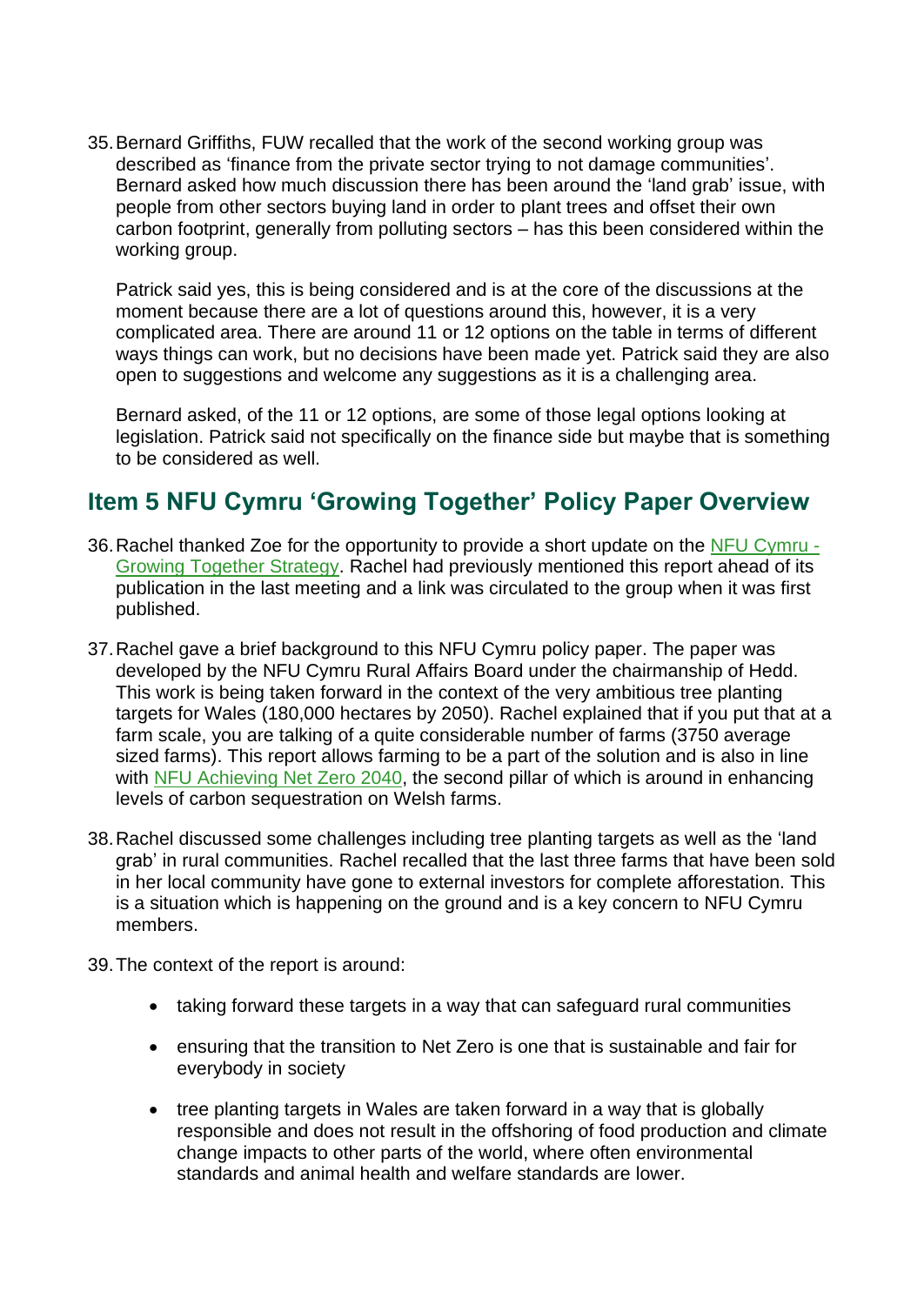35. Bernard Griffiths, FUW recalled that the work of the second working group was described as 'finance from the private sector trying to not damage communities'. Bernard asked how much discussion there has been around the 'land grab' issue, with people from other sectors buying land in order to plant trees and offset their own carbon footprint, generally from polluting sectors – has this been considered within the working group.

    Patrick said yes, this is being considered and is at the core of the discussions at the moment because there are a lot of questions around this, however, it is a very complicated area. There are around 11 or 12 options on the table in terms of different ways things can work, but no decisions have been made yet. Patrick said they are also open to suggestions and welcome any suggestions as it is a challenging area.

    Bernard asked, of the 11 or 12 options, are some of those legal options looking at legislation. Patrick said not specifically on the finance side but maybe that is something to be considered as well.

## Item 5 NFU Cymru 'Growing Together' Policy Paper Overview

36. Rachel thanked Zoe for the opportunity to provide a short update on the NFU Cymru - Growing Together Strategy. Rachel had previously mentioned this report ahead of its publication in the last meeting and a link was circulated to the group when it was first published.

37. Rachel gave a brief background to this NFU Cymru policy paper. The paper was developed by the NFU Cymru Rural Affairs Board under the chairmanship of Hedd. This work is being taken forward in the context of the very ambitious tree planting targets for Wales (180,000 hectares by 2050). Rachel explained that if you put that at a farm scale, you are talking of a quite considerable number of farms (3750 average sized farms). This report allows farming to be a part of the solution and is also in line with NFU Achieving Net Zero 2040, the second pillar of which is around in enhancing levels of carbon sequestration on Welsh farms.

38. Rachel discussed some challenges including tree planting targets as well as the 'land grab' in rural communities. Rachel recalled that the last three farms that have been sold in her local community have gone to external investors for complete afforestation. This is a situation which is happening on the ground and is a key concern to NFU Cymru members.

39. The context of the report is around:

    - taking forward these targets in a way that can safeguard rural communities
    - ensuring that the transition to Net Zero is one that is sustainable and fair for everybody in society
    - tree planting targets in Wales are taken forward in a way that is globally responsible and does not result in the offshoring of food production and climate change impacts to other parts of the world, where often environmental standards and animal health and welfare standards are lower.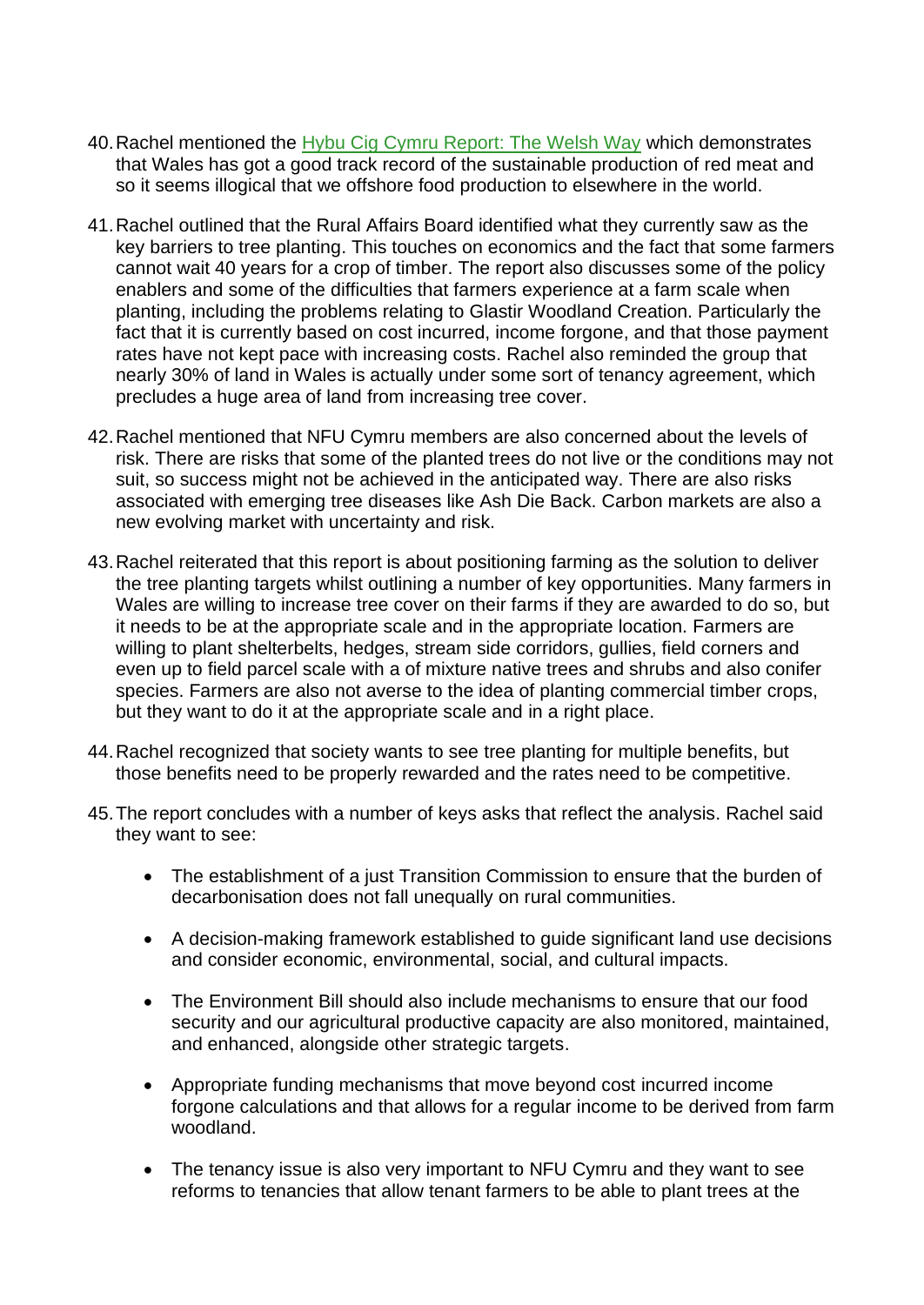40. Rachel mentioned the Hybu Cig Cymru Report: The Welsh Way which demonstrates that Wales has got a good track record of the sustainable production of red meat and so it seems illogical that we offshore food production to elsewhere in the world.

41. Rachel outlined that the Rural Affairs Board identified what they currently saw as the key barriers to tree planting. This touches on economics and the fact that some farmers cannot wait 40 years for a crop of timber. The report also discusses some of the policy enablers and some of the difficulties that farmers experience at a farm scale when planting, including the problems relating to Glastir Woodland Creation. Particularly the fact that it is currently based on cost incurred, income forgone, and that those payment rates have not kept pace with increasing costs. Rachel also reminded the group that nearly 30% of land in Wales is actually under some sort of tenancy agreement, which precludes a huge area of land from increasing tree cover.

42. Rachel mentioned that NFU Cymru members are also concerned about the levels of risk. There are risks that some of the planted trees do not live or the conditions may not suit, so success might not be achieved in the anticipated way. There are also risks associated with emerging tree diseases like Ash Die Back. Carbon markets are also a new evolving market with uncertainty and risk.

43. Rachel reiterated that this report is about positioning farming as the solution to deliver the tree planting targets whilst outlining a number of key opportunities. Many farmers in Wales are willing to increase tree cover on their farms if they are awarded to do so, but it needs to be at the appropriate scale and in the appropriate location. Farmers are willing to plant shelterbelts, hedges, stream side corridors, gullies, field corners and even up to field parcel scale with a of mixture native trees and shrubs and also conifer species. Farmers are also not averse to the idea of planting commercial timber crops, but they want to do it at the appropriate scale and in a right place.

44. Rachel recognized that society wants to see tree planting for multiple benefits, but those benefits need to be properly rewarded and the rates need to be competitive.

45. The report concludes with a number of keys asks that reflect the analysis. Rachel said they want to see:

    - The establishment of a just Transition Commission to ensure that the burden of decarbonisation does not fall unequally on rural communities.

    - A decision-making framework established to guide significant land use decisions and consider economic, environmental, social, and cultural impacts.

    - The Environment Bill should also include mechanisms to ensure that our food security and our agricultural productive capacity are also monitored, maintained, and enhanced, alongside other strategic targets.

    - Appropriate funding mechanisms that move beyond cost incurred income forgone calculations and that allows for a regular income to be derived from farm woodland.

    - The tenancy issue is also very important to NFU Cymru and they want to see reforms to tenancies that allow tenant farmers to be able to plant trees at the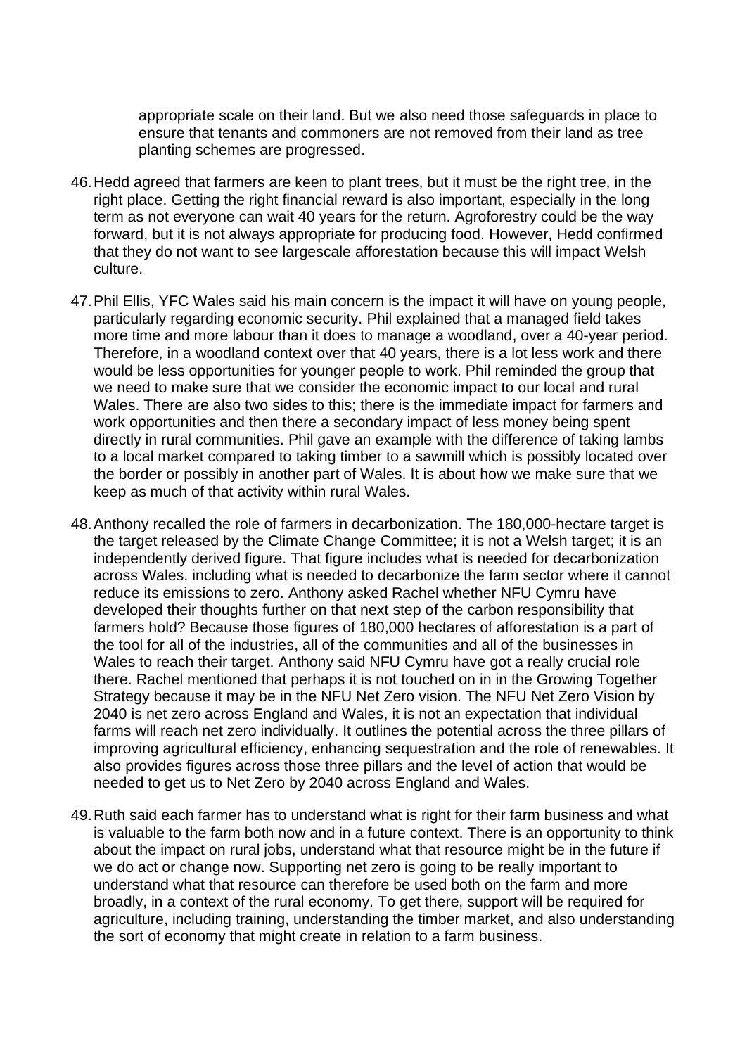appropriate scale on their land. But we also need those safeguards in place to ensure that tenants and commoners are not removed from their land as tree planting schemes are progressed.

46. Hedd agreed that farmers are keen to plant trees, but it must be the right tree, in the right place. Getting the right financial reward is also important, especially in the long term as not everyone can wait 40 years for the return. Agroforestry could be the way forward, but it is not always appropriate for producing food. However, Hedd confirmed that they do not want to see largescale afforestation because this will impact Welsh culture.

47. Phil Ellis, YFC Wales said his main concern is the impact it will have on young people, particularly regarding economic security. Phil explained that a managed field takes more time and more labour than it does to manage a woodland, over a 40-year period. Therefore, in a woodland context over that 40 years, there is a lot less work and there would be less opportunities for younger people to work. Phil reminded the group that we need to make sure that we consider the economic impact to our local and rural Wales. There are also two sides to this; there is the immediate impact for farmers and work opportunities and then there a secondary impact of less money being spent directly in rural communities. Phil gave an example with the difference of taking lambs to a local market compared to taking timber to a sawmill which is possibly located over the border or possibly in another part of Wales. It is about how we make sure that we keep as much of that activity within rural Wales.

48. Anthony recalled the role of farmers in decarbonization. The 180,000-hectare target is the target released by the Climate Change Committee; it is not a Welsh target; it is an independently derived figure. That figure includes what is needed for decarbonization across Wales, including what is needed to decarbonize the farm sector where it cannot reduce its emissions to zero. Anthony asked Rachel whether NFU Cymru have developed their thoughts further on that next step of the carbon responsibility that farmers hold? Because those figures of 180,000 hectares of afforestation is a part of the tool for all of the industries, all of the communities and all of the businesses in Wales to reach their target. Anthony said NFU Cymru have got a really crucial role there. Rachel mentioned that perhaps it is not touched on in in the Growing Together Strategy because it may be in the NFU Net Zero vision. The NFU Net Zero Vision by 2040 is net zero across England and Wales, it is not an expectation that individual farms will reach net zero individually. It outlines the potential across the three pillars of improving agricultural efficiency, enhancing sequestration and the role of renewables. It also provides figures across those three pillars and the level of action that would be needed to get us to Net Zero by 2040 across England and Wales.

49. Ruth said each farmer has to understand what is right for their farm business and what is valuable to the farm both now and in a future context. There is an opportunity to think about the impact on rural jobs, understand what that resource might be in the future if we do act or change now. Supporting net zero is going to be really important to understand what that resource can therefore be used both on the farm and more broadly, in a context of the rural economy. To get there, support will be required for agriculture, including training, understanding the timber market, and also understanding the sort of economy that might create in relation to a farm business.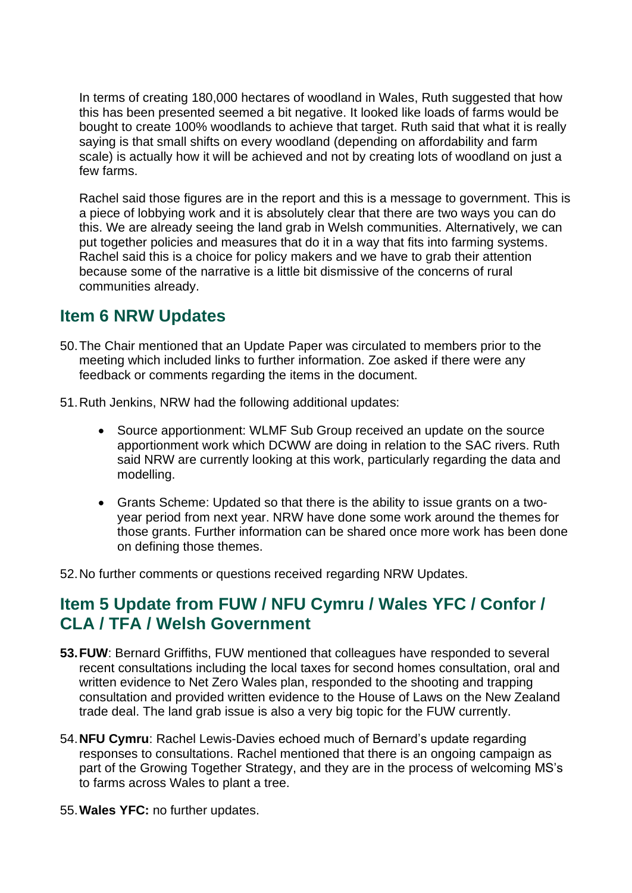In terms of creating 180,000 hectares of woodland in Wales, Ruth suggested that how this has been presented seemed a bit negative. It looked like loads of farms would be bought to create 100% woodlands to achieve that target. Ruth said that what it is really saying is that small shifts on every woodland (depending on affordability and farm scale) is actually how it will be achieved and not by creating lots of woodland on just a few farms.

Rachel said those figures are in the report and this is a message to government. This is a piece of lobbying work and it is absolutely clear that there are two ways you can do this. We are already seeing the land grab in Welsh communities. Alternatively, we can put together policies and measures that do it in a way that fits into farming systems. Rachel said this is a choice for policy makers and we have to grab their attention because some of the narrative is a little bit dismissive of the concerns of rural communities already.

## Item 6 NRW Updates

50. The Chair mentioned that an Update Paper was circulated to members prior to the meeting which included links to further information. Zoe asked if there were any feedback or comments regarding the items in the document.

51. Ruth Jenkins, NRW had the following additional updates:

    - Source apportionment: WLMF Sub Group received an update on the source apportionment work which DCWW are doing in relation to the SAC rivers. Ruth said NRW are currently looking at this work, particularly regarding the data and modelling.

    - Grants Scheme: Updated so that there is the ability to issue grants on a two-year period from next year. NRW have done some work around the themes for those grants. Further information can be shared once more work has been done on defining those themes.

52. No further comments or questions received regarding NRW Updates.

## Item 5 Update from FUW / NFU Cymru / Wales YFC / Confor / CLA / TFA / Welsh Government

53. **FUW**: Bernard Griffiths, FUW mentioned that colleagues have responded to several recent consultations including the local taxes for second homes consultation, oral and written evidence to Net Zero Wales plan, responded to the shooting and trapping consultation and provided written evidence to the House of Laws on the New Zealand trade deal. The land grab issue is also a very big topic for the FUW currently.

54. **NFU Cymru**: Rachel Lewis-Davies echoed much of Bernard's update regarding responses to consultations. Rachel mentioned that there is an ongoing campaign as part of the Growing Together Strategy, and they are in the process of welcoming MS's to farms across Wales to plant a tree.

55. **Wales YFC:** no further updates.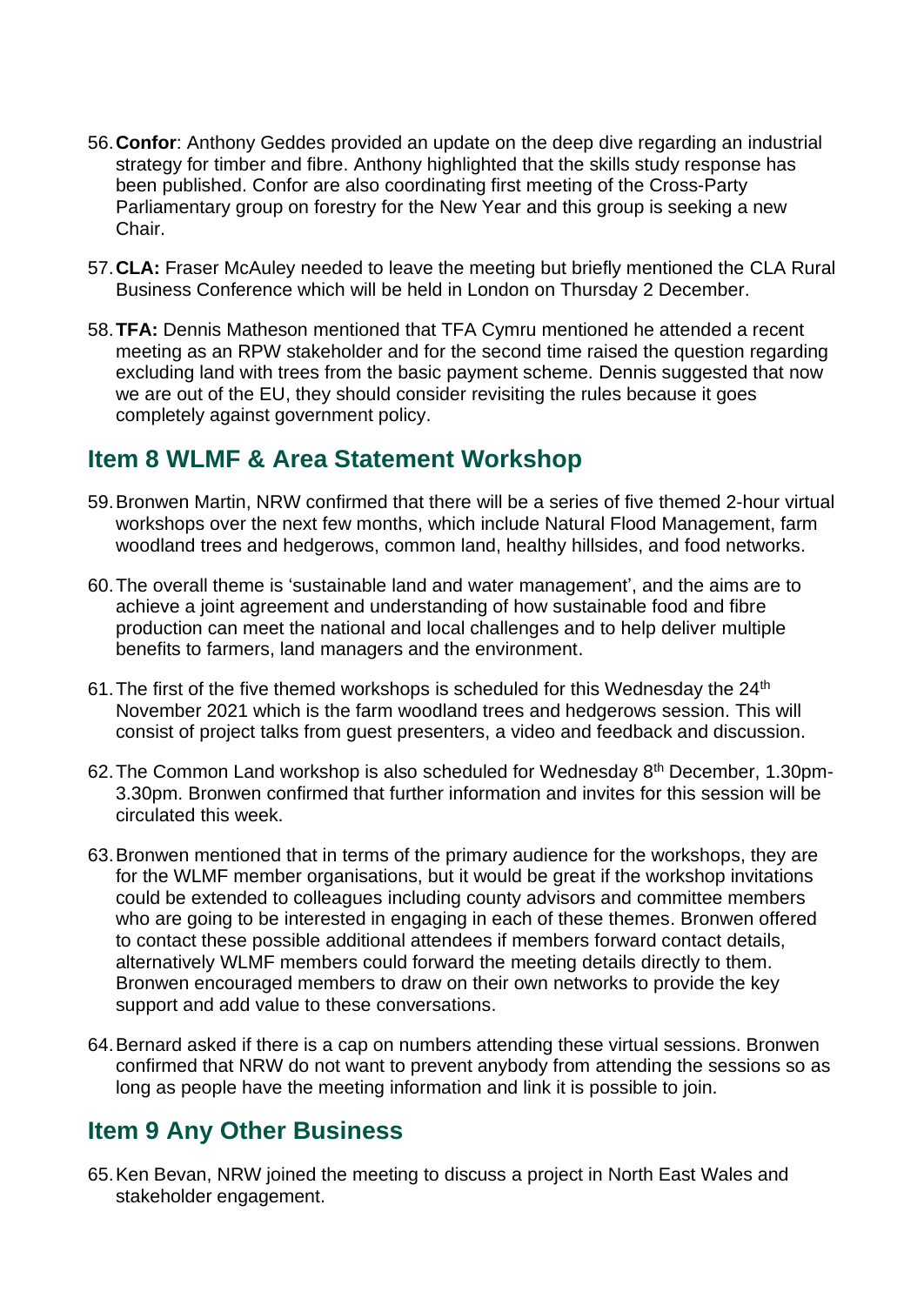56. **Confor**: Anthony Geddes provided an update on the deep dive regarding an industrial strategy for timber and fibre. Anthony highlighted that the skills study response has been published. Confor are also coordinating first meeting of the Cross-Party Parliamentary group on forestry for the New Year and this group is seeking a new Chair.

57. **CLA:** Fraser McAuley needed to leave the meeting but briefly mentioned the CLA Rural Business Conference which will be held in London on Thursday 2 December.

58. **TFA:** Dennis Matheson mentioned that TFA Cymru mentioned he attended a recent meeting as an RPW stakeholder and for the second time raised the question regarding excluding land with trees from the basic payment scheme. Dennis suggested that now we are out of the EU, they should consider revisiting the rules because it goes completely against government policy.

## Item 8 WLMF & Area Statement Workshop

59. Bronwen Martin, NRW confirmed that there will be a series of five themed 2-hour virtual workshops over the next few months, which include Natural Flood Management, farm woodland trees and hedgerows, common land, healthy hillsides, and food networks.

60. The overall theme is 'sustainable land and water management', and the aims are to achieve a joint agreement and understanding of how sustainable food and fibre production can meet the national and local challenges and to help deliver multiple benefits to farmers, land managers and the environment.

61. The first of the five themed workshops is scheduled for this Wednesday the 24th November 2021 which is the farm woodland trees and hedgerows session. This will consist of project talks from guest presenters, a video and feedback and discussion.

62. The Common Land workshop is also scheduled for Wednesday 8th December, 1.30pm-3.30pm. Bronwen confirmed that further information and invites for this session will be circulated this week.

63. Bronwen mentioned that in terms of the primary audience for the workshops, they are for the WLMF member organisations, but it would be great if the workshop invitations could be extended to colleagues including county advisors and committee members who are going to be interested in engaging in each of these themes. Bronwen offered to contact these possible additional attendees if members forward contact details, alternatively WLMF members could forward the meeting details directly to them. Bronwen encouraged members to draw on their own networks to provide the key support and add value to these conversations.

64. Bernard asked if there is a cap on numbers attending these virtual sessions. Bronwen confirmed that NRW do not want to prevent anybody from attending the sessions so as long as people have the meeting information and link it is possible to join.

## Item 9 Any Other Business

65. Ken Bevan, NRW joined the meeting to discuss a project in North East Wales and stakeholder engagement.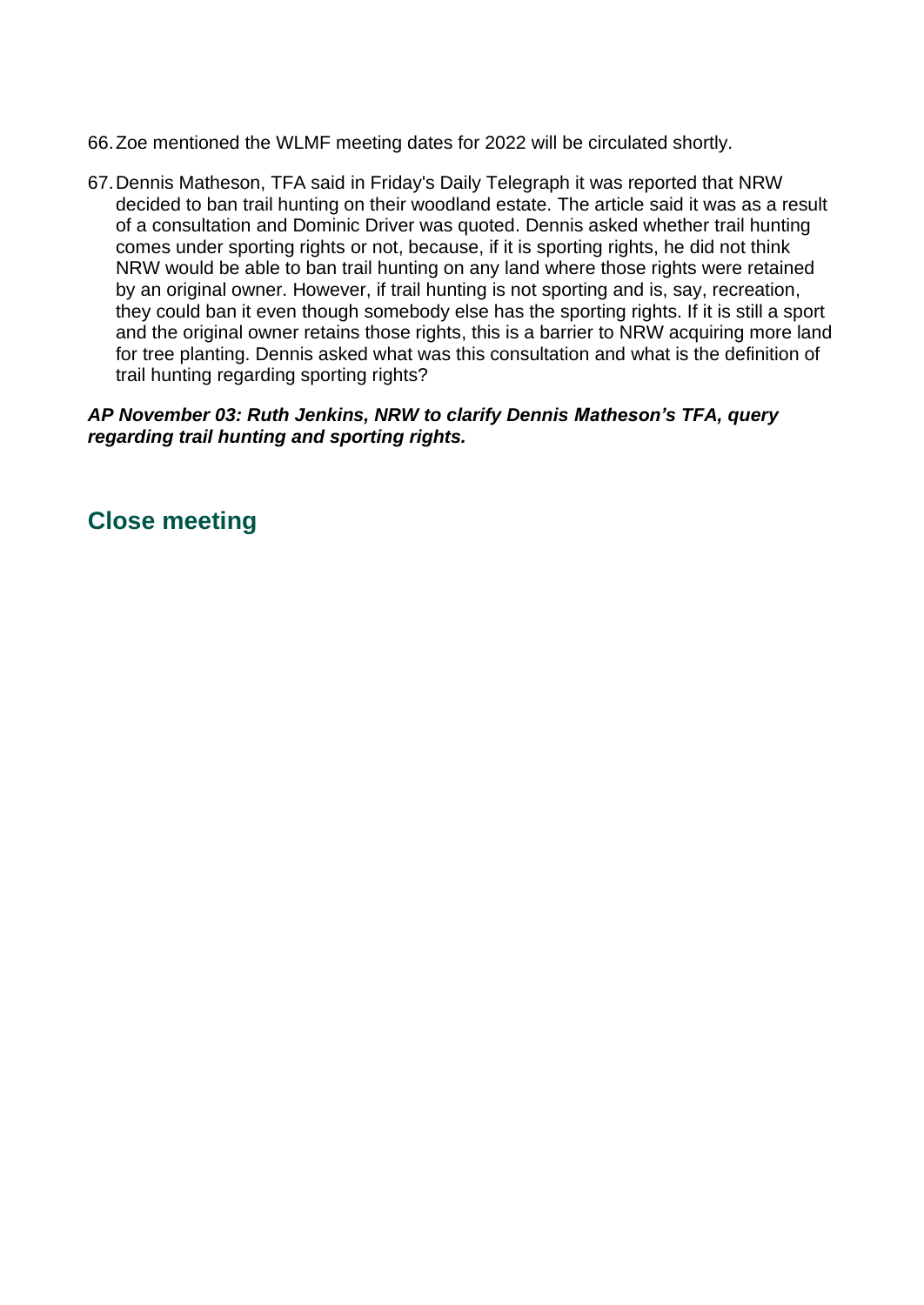66. Zoe mentioned the WLMF meeting dates for 2022 will be circulated shortly.

67. Dennis Matheson, TFA said in Friday's Daily Telegraph it was reported that NRW decided to ban trail hunting on their woodland estate. The article said it was as a result of a consultation and Dominic Driver was quoted. Dennis asked whether trail hunting comes under sporting rights or not, because, if it is sporting rights, he did not think NRW would be able to ban trail hunting on any land where those rights were retained by an original owner. However, if trail hunting is not sporting and is, say, recreation, they could ban it even though somebody else has the sporting rights. If it is still a sport and the original owner retains those rights, this is a barrier to NRW acquiring more land for tree planting. Dennis asked what was this consultation and what is the definition of trail hunting regarding sporting rights?

***AP November 03: Ruth Jenkins, NRW to clarify Dennis Matheson's TFA, query regarding trail hunting and sporting rights.***

## Close meeting